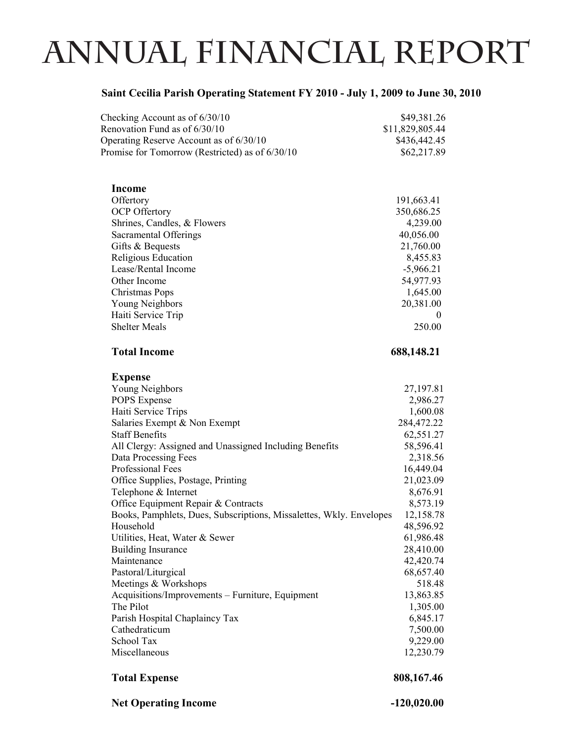# Annual Financial Report

**Saint Cecilia Parish Operating Statement FY 2010 - July 1, 2009 to June 30, 2010**

| | |
|---|---|
| Checking Account as of 6/30/10 | $49,381.26 |
| Renovation Fund as of 6/30/10 | $11,829,805.44 |
| Operating Reserve Account as of 6/30/10 | $436,442.45 |
| Promise for Tomorrow (Restricted) as of 6/30/10 | $62,217.89 |

| **Income** | |
|---|---|
| Offertory | 191,663.41 |
| OCP Offertory | 350,686.25 |
| Shrines, Candles, & Flowers | 4,239.00 |
| Sacramental Offerings | 40,056.00 |
| Gifts & Bequests | 21,760.00 |
| Religious Education | 8,455.83 |
| Lease/Rental Income | -5,966.21 |
| Other Income | 54,977.93 |
| Christmas Pops | 1,645.00 |
| Young Neighbors | 20,381.00 |
| Haiti Service Trip | 0 |
| Shelter Meals | 250.00 |
| **Total Income** | **688,148.21** |

| **Expense** | |
|---|---|
| Young Neighbors | 27,197.81 |
| POPS Expense | 2,986.27 |
| Haiti Service Trips | 1,600.08 |
| Salaries Exempt & Non Exempt | 284,472.22 |
| Staff Benefits | 62,551.27 |
| All Clergy: Assigned and Unassigned Including Benefits | 58,596.41 |
| Data Processing Fees | 2,318.56 |
| Professional Fees | 16,449.04 |
| Office Supplies, Postage, Printing | 21,023.09 |
| Telephone & Internet | 8,676.91 |
| Office Equipment Repair & Contracts | 8,573.19 |
| Books, Pamphlets, Dues, Subscriptions, Missalettes, Wkly. Envelopes | 12,158.78 |
| Household | 48,596.92 |
| Utilities, Heat, Water & Sewer | 61,986.48 |
| Building Insurance | 28,410.00 |
| Maintenance | 42,420.74 |
| Pastoral/Liturgical | 68,657.40 |
| Meetings & Workshops | 518.48 |
| Acquisitions/Improvements – Furniture, Equipment | 13,863.85 |
| The Pilot | 1,305.00 |
| Parish Hospital Chaplaincy Tax | 6,845.17 |
| Cathedraticum | 7,500.00 |
| School Tax | 9,229.00 |
| Miscellaneous | 12,230.79 |
| **Total Expense** | **808,167.46** |
| **Net Operating Income** | **-120,020.00** |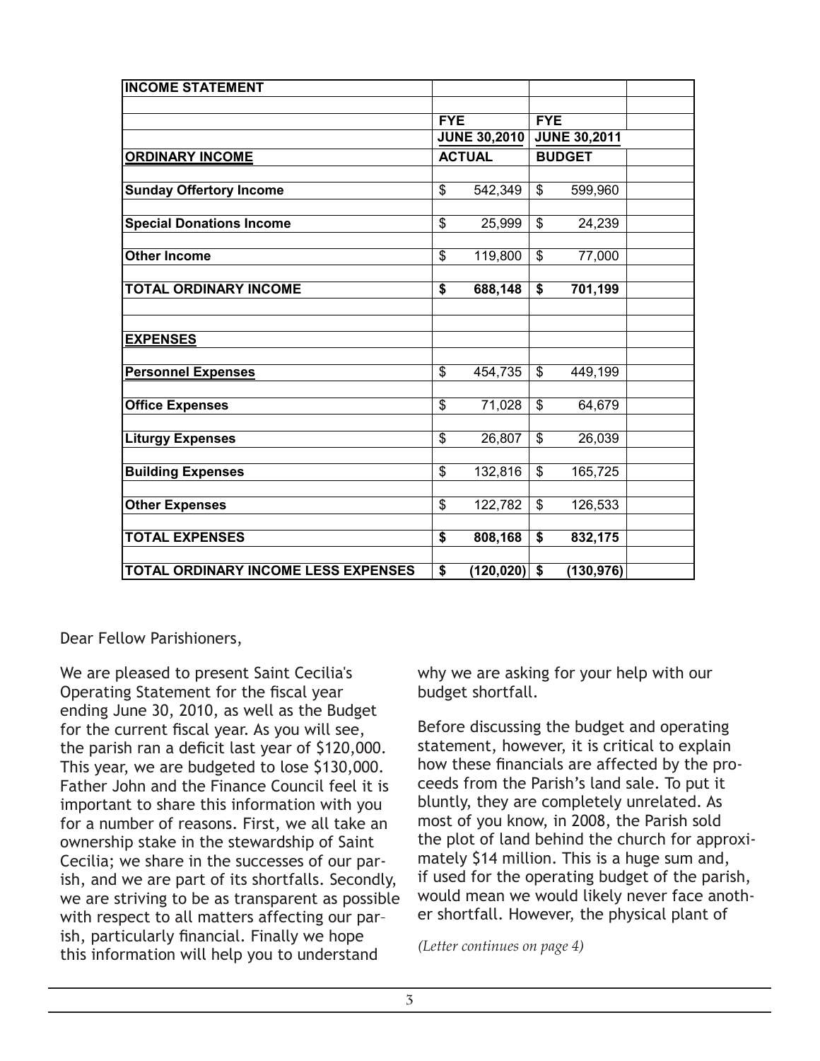| INCOME STATEMENT | | |
|---|---|---|
| | FYE | FYE |
| | JUNE 30,2010 | JUNE 30,2011 |
| **ORDINARY INCOME** | **ACTUAL** | **BUDGET** |
| **Sunday Offertory Income** | $ 542,349 | $ 599,960 |
| **Special Donations Income** | $ 25,999 | $ 24,239 |
| **Other Income** | $ 119,800 | $ 77,000 |
| **TOTAL ORDINARY INCOME** | **$ 688,148** | **$ 701,199** |
| **EXPENSES** | | |
| **Personnel Expenses** | $ 454,735 | $ 449,199 |
| **Office Expenses** | $ 71,028 | $ 64,679 |
| **Liturgy Expenses** | $ 26,807 | $ 26,039 |
| **Building Expenses** | $ 132,816 | $ 165,725 |
| **Other Expenses** | $ 122,782 | $ 126,533 |
| **TOTAL EXPENSES** | **$ 808,168** | **$ 832,175** |
| **TOTAL ORDINARY INCOME LESS EXPENSES** | **$ (120,020)** | **$ (130,976)** |

Dear Fellow Parishioners,

We are pleased to present Saint Cecilia's Operating Statement for the fiscal year ending June 30, 2010, as well as the Budget for the current fiscal year. As you will see, the parish ran a deficit last year of $120,000. This year, we are budgeted to lose $130,000. Father John and the Finance Council feel it is important to share this information with you for a number of reasons. First, we all take an ownership stake in the stewardship of Saint Cecilia; we share in the successes of our parish, and we are part of its shortfalls. Secondly, we are striving to be as transparent as possible with respect to all matters affecting our parish, particularly financial. Finally we hope this information will help you to understand why we are asking for your help with our budget shortfall.

Before discussing the budget and operating statement, however, it is critical to explain how these financials are affected by the proceeds from the Parish's land sale. To put it bluntly, they are completely unrelated. As most of you know, in 2008, the Parish sold the plot of land behind the church for approximately $14 million. This is a huge sum and, if used for the operating budget of the parish, would mean we would likely never face another shortfall. However, the physical plant of

*(Letter continues on page 4)*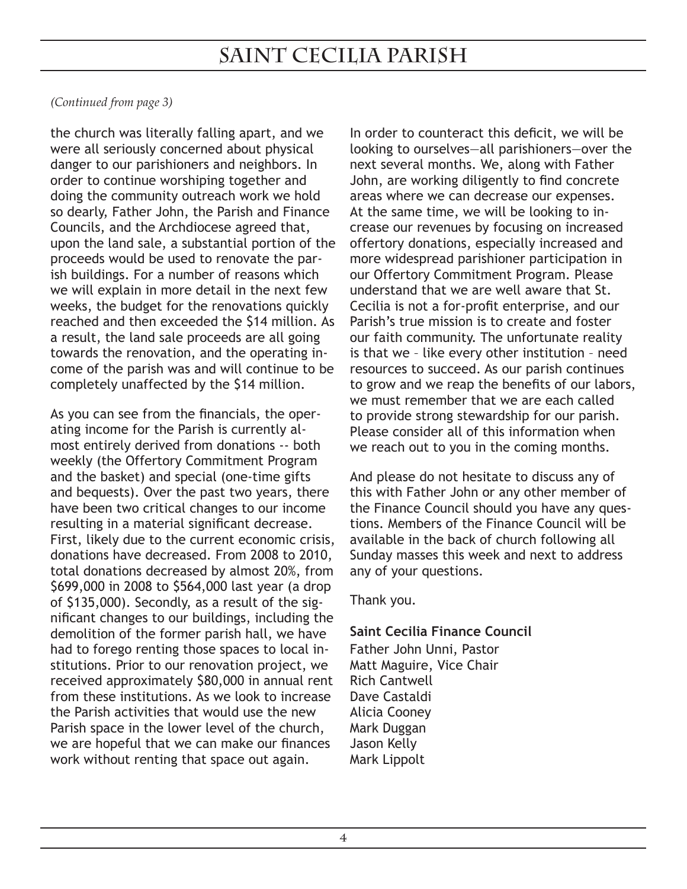*(Continued from page 3)*

the church was literally falling apart, and we were all seriously concerned about physical danger to our parishioners and neighbors. In order to continue worshiping together and doing the community outreach work we hold so dearly, Father John, the Parish and Finance Councils, and the Archdiocese agreed that, upon the land sale, a substantial portion of the proceeds would be used to renovate the parish buildings. For a number of reasons which we will explain in more detail in the next few weeks, the budget for the renovations quickly reached and then exceeded the $14 million. As a result, the land sale proceeds are all going towards the renovation, and the operating income of the parish was and will continue to be completely unaffected by the $14 million.

As you can see from the financials, the operating income for the Parish is currently almost entirely derived from donations -- both weekly (the Offertory Commitment Program and the basket) and special (one-time gifts and bequests). Over the past two years, there have been two critical changes to our income resulting in a material significant decrease. First, likely due to the current economic crisis, donations have decreased. From 2008 to 2010, total donations decreased by almost 20%, from $699,000 in 2008 to $564,000 last year (a drop of $135,000). Secondly, as a result of the significant changes to our buildings, including the demolition of the former parish hall, we have had to forego renting those spaces to local institutions. Prior to our renovation project, we received approximately $80,000 in annual rent from these institutions. As we look to increase the Parish activities that would use the new Parish space in the lower level of the church, we are hopeful that we can make our finances work without renting that space out again.

In order to counteract this deficit, we will be looking to ourselves—all parishioners—over the next several months. We, along with Father John, are working diligently to find concrete areas where we can decrease our expenses. At the same time, we will be looking to increase our revenues by focusing on increased offertory donations, especially increased and more widespread parishioner participation in our Offertory Commitment Program. Please understand that we are well aware that St. Cecilia is not a for-profit enterprise, and our Parish's true mission is to create and foster our faith community. The unfortunate reality is that we – like every other institution – need resources to succeed. As our parish continues to grow and we reap the benefits of our labors, we must remember that we are each called to provide strong stewardship for our parish. Please consider all of this information when we reach out to you in the coming months.

And please do not hesitate to discuss any of this with Father John or any other member of the Finance Council should you have any questions. Members of the Finance Council will be available in the back of church following all Sunday masses this week and next to address any of your questions.

Thank you.

**Saint Cecilia Finance Council**
Father John Unni, Pastor
Matt Maguire, Vice Chair
Rich Cantwell
Dave Castaldi
Alicia Cooney
Mark Duggan
Jason Kelly
Mark Lippolt